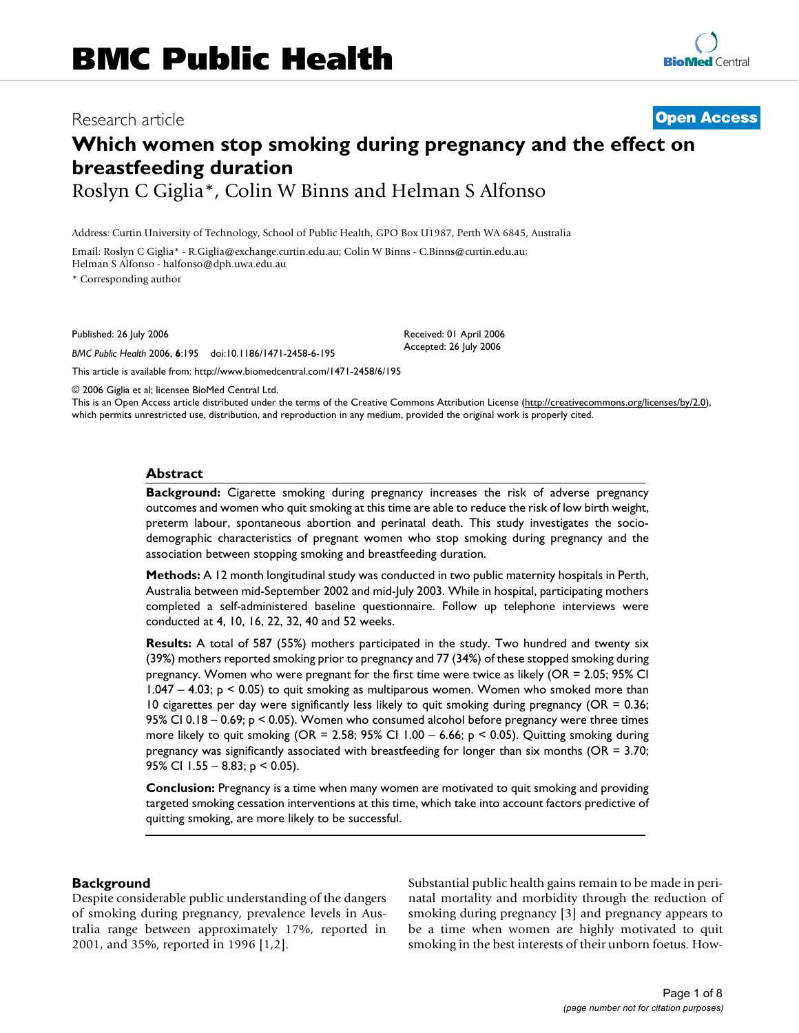# BMC Public Health

Research article

**Open Access**

# Which women stop smoking during pregnancy and the effect on breastfeeding duration

Roslyn C Giglia*, Colin W Binns and Helman S Alfonso

Address: Curtin University of Technology, School of Public Health, GPO Box U1987, Perth WA 6845, Australia

Email: Roslyn C Giglia* - R.Giglia@exchange.curtin.edu.au; Colin W Binns - C.Binns@curtin.edu.au; Helman S Alfonso - halfonso@dph.uwa.edu.au

* Corresponding author

Published: 26 July 2006

*BMC Public Health* 2006, **6**:195 doi:10.1186/1471-2458-6-195

Received: 01 April 2006
Accepted: 26 July 2006

This article is available from: http://www.biomedcentral.com/1471-2458/6/195

© 2006 Giglia et al; licensee BioMed Central Ltd.
This is an Open Access article distributed under the terms of the Creative Commons Attribution License (http://creativecommons.org/licenses/by/2.0), which permits unrestricted use, distribution, and reproduction in any medium, provided the original work is properly cited.

## Abstract

**Background:** Cigarette smoking during pregnancy increases the risk of adverse pregnancy outcomes and women who quit smoking at this time are able to reduce the risk of low birth weight, preterm labour, spontaneous abortion and perinatal death. This study investigates the socio-demographic characteristics of pregnant women who stop smoking during pregnancy and the association between stopping smoking and breastfeeding duration.

**Methods:** A 12 month longitudinal study was conducted in two public maternity hospitals in Perth, Australia between mid-September 2002 and mid-July 2003. While in hospital, participating mothers completed a self-administered baseline questionnaire. Follow up telephone interviews were conducted at 4, 10, 16, 22, 32, 40 and 52 weeks.

**Results:** A total of 587 (55%) mothers participated in the study. Two hundred and twenty six (39%) mothers reported smoking prior to pregnancy and 77 (34%) of these stopped smoking during pregnancy. Women who were pregnant for the first time were twice as likely (OR = 2.05; 95% CI 1.047 – 4.03; $p < 0.05$) to quit smoking as multiparous women. Women who smoked more than 10 cigarettes per day were significantly less likely to quit smoking during pregnancy (OR = 0.36; 95% CI 0.18 – 0.69; $p < 0.05$). Women who consumed alcohol before pregnancy were three times more likely to quit smoking (OR = 2.58; 95% CI 1.00 – 6.66; $p < 0.05$). Quitting smoking during pregnancy was significantly associated with breastfeeding for longer than six months (OR = 3.70; 95% CI 1.55 – 8.83; $p < 0.05$).

**Conclusion:** Pregnancy is a time when many women are motivated to quit smoking and providing targeted smoking cessation interventions at this time, which take into account factors predictive of quitting smoking, are more likely to be successful.

## Background

Despite considerable public understanding of the dangers of smoking during pregnancy, prevalence levels in Australia range between approximately 17%, reported in 2001, and 35%, reported in 1996 [1,2].

Substantial public health gains remain to be made in perinatal mortality and morbidity through the reduction of smoking during pregnancy [3] and pregnancy appears to be a time when women are highly motivated to quit smoking in the best interests of their unborn foetus. How-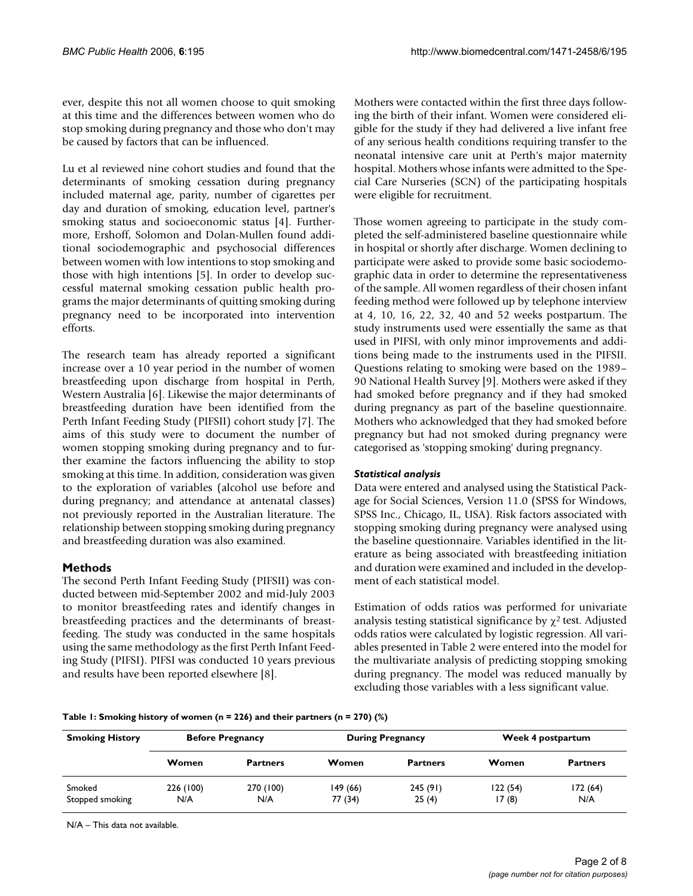ever, despite this not all women choose to quit smoking at this time and the differences between women who do stop smoking during pregnancy and those who don't may be caused by factors that can be influenced.

Lu et al reviewed nine cohort studies and found that the determinants of smoking cessation during pregnancy included maternal age, parity, number of cigarettes per day and duration of smoking, education level, partner's smoking status and socioeconomic status [4]. Furthermore, Ershoff, Solomon and Dolan-Mullen found additional sociodemographic and psychosocial differences between women with low intentions to stop smoking and those with high intentions [5]. In order to develop successful maternal smoking cessation public health programs the major determinants of quitting smoking during pregnancy need to be incorporated into intervention efforts.

The research team has already reported a significant increase over a 10 year period in the number of women breastfeeding upon discharge from hospital in Perth, Western Australia [6]. Likewise the major determinants of breastfeeding duration have been identified from the Perth Infant Feeding Study (PIFSII) cohort study [7]. The aims of this study were to document the number of women stopping smoking during pregnancy and to further examine the factors influencing the ability to stop smoking at this time. In addition, consideration was given to the exploration of variables (alcohol use before and during pregnancy; and attendance at antenatal classes) not previously reported in the Australian literature. The relationship between stopping smoking during pregnancy and breastfeeding duration was also examined.

## Methods

The second Perth Infant Feeding Study (PIFSII) was conducted between mid-September 2002 and mid-July 2003 to monitor breastfeeding rates and identify changes in breastfeeding practices and the determinants of breastfeeding. The study was conducted in the same hospitals using the same methodology as the first Perth Infant Feeding Study (PIFSI). PIFSI was conducted 10 years previous and results have been reported elsewhere [8].

Mothers were contacted within the first three days following the birth of their infant. Women were considered eligible for the study if they had delivered a live infant free of any serious health conditions requiring transfer to the neonatal intensive care unit at Perth's major maternity hospital. Mothers whose infants were admitted to the Special Care Nurseries (SCN) of the participating hospitals were eligible for recruitment.

Those women agreeing to participate in the study completed the self-administered baseline questionnaire while in hospital or shortly after discharge. Women declining to participate were asked to provide some basic sociodemographic data in order to determine the representativeness of the sample. All women regardless of their chosen infant feeding method were followed up by telephone interview at 4, 10, 16, 22, 32, 40 and 52 weeks postpartum. The study instruments used were essentially the same as that used in PIFSI, with only minor improvements and additions being made to the instruments used in the PIFSII. Questions relating to smoking were based on the 1989–90 National Health Survey [9]. Mothers were asked if they had smoked before pregnancy and if they had smoked during pregnancy as part of the baseline questionnaire. Mothers who acknowledged that they had smoked before pregnancy but had not smoked during pregnancy were categorised as 'stopping smoking' during pregnancy.

### *Statistical analysis*

Data were entered and analysed using the Statistical Package for Social Sciences, Version 11.0 (SPSS for Windows, SPSS Inc., Chicago, IL, USA). Risk factors associated with stopping smoking during pregnancy were analysed using the baseline questionnaire. Variables identified in the literature as being associated with breastfeeding initiation and duration were examined and included in the development of each statistical model.

Estimation of odds ratios was performed for univariate analysis testing statistical significance by $\chi^2$ test. Adjusted odds ratios were calculated by logistic regression. All variables presented in Table 2 were entered into the model for the multivariate analysis of predicting stopping smoking during pregnancy. The model was reduced manually by excluding those variables with a less significant value.

**Table 1: Smoking history of women (n = 226) and their partners (n = 270) (%)**

| Smoking History | Before Pregnancy | | During Pregnancy | | Week 4 postpartum | |
|---|---|---|---|---|---|---|
| | Women | Partners | Women | Partners | Women | Partners |
| Smoked | 226 (100) | 270 (100) | 149 (66) | 245 (91) | 122 (54) | 172 (64) |
| Stopped smoking | N/A | N/A | 77 (34) | 25 (4) | 17 (8) | N/A |

N/A – This data not available.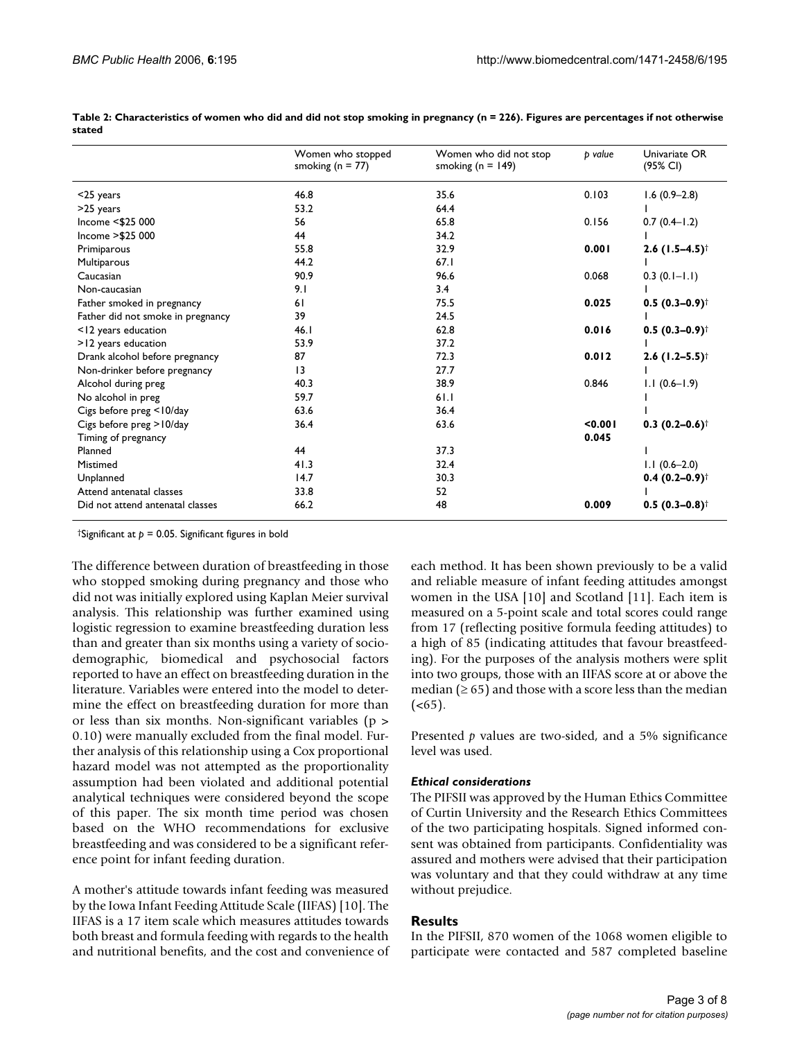**Table 2: Characteristics of women who did and did not stop smoking in pregnancy (n = 226). Figures are percentages if not otherwise stated**

| | Women who stopped smoking (n = 77) | Women who did not stop smoking (n = 149) | *p value* | Univariate OR (95% CI) |
|---|---|---|---|---|
| <25 years | 46.8 | 35.6 | 0.103 | 1.6 (0.9–2.8) |
| >25 years | 53.2 | 64.4 | | 1 |
| Income <$25 000 | 56 | 65.8 | 0.156 | 0.7 (0.4–1.2) |
| Income >$25 000 | 44 | 34.2 | | 1 |
| Primiparous | 55.8 | 32.9 | **0.001** | **2.6 (1.5–4.5)**† |
| Multiparous | 44.2 | 67.1 | | 1 |
| Caucasian | 90.9 | 96.6 | 0.068 | 0.3 (0.1–1.1) |
| Non-caucasian | 9.1 | 3.4 | | 1 |
| Father smoked in pregnancy | 61 | 75.5 | **0.025** | **0.5 (0.3–0.9)**† |
| Father did not smoke in pregnancy | 39 | 24.5 | | 1 |
| <12 years education | 46.1 | 62.8 | **0.016** | **0.5 (0.3–0.9)**† |
| >12 years education | 53.9 | 37.2 | | 1 |
| Drank alcohol before pregnancy | 87 | 72.3 | **0.012** | **2.6 (1.2–5.5)**† |
| Non-drinker before pregnancy | 13 | 27.7 | | 1 |
| Alcohol during preg | 40.3 | 38.9 | 0.846 | 1.1 (0.6–1.9) |
| No alcohol in preg | 59.7 | 61.1 | | 1 |
| Cigs before preg <10/day | 63.6 | 36.4 | | 1 |
| Cigs before preg >10/day | 36.4 | 63.6 | **<0.001** | **0.3 (0.2–0.6)**† |
| Timing of pregnancy | | | **0.045** | |
| Planned | 44 | 37.3 | | 1 |
| Mistimed | 41.3 | 32.4 | | 1.1 (0.6–2.0) |
| Unplanned | 14.7 | 30.3 | | **0.4 (0.2–0.9)**† |
| Attend antenatal classes | 33.8 | 52 | | 1 |
| Did not attend antenatal classes | 66.2 | 48 | **0.009** | **0.5 (0.3–0.8)**† |

†Significant at $p = 0.05$. Significant figures in bold

The difference between duration of breastfeeding in those who stopped smoking during pregnancy and those who did not was initially explored using Kaplan Meier survival analysis. This relationship was further examined using logistic regression to examine breastfeeding duration less than and greater than six months using a variety of socio-demographic, biomedical and psychosocial factors reported to have an effect on breastfeeding duration in the literature. Variables were entered into the model to determine the effect on breastfeeding duration for more than or less than six months. Non-significant variables ($p > 0.10$) were manually excluded from the final model. Further analysis of this relationship using a Cox proportional hazard model was not attempted as the proportionality assumption had been violated and additional potential analytical techniques were considered beyond the scope of this paper. The six month time period was chosen based on the WHO recommendations for exclusive breastfeeding and was considered to be a significant reference point for infant feeding duration.

A mother's attitude towards infant feeding was measured by the Iowa Infant Feeding Attitude Scale (IIFAS) [10]. The IIFAS is a 17 item scale which measures attitudes towards both breast and formula feeding with regards to the health and nutritional benefits, and the cost and convenience of each method. It has been shown previously to be a valid and reliable measure of infant feeding attitudes amongst women in the USA [10] and Scotland [11]. Each item is measured on a 5-point scale and total scores could range from 17 (reflecting positive formula feeding attitudes) to a high of 85 (indicating attitudes that favour breastfeeding). For the purposes of the analysis mothers were split into two groups, those with an IIFAS score at or above the median ($\geq 65$) and those with a score less than the median ($<65$).

Presented *p* values are two-sided, and a 5% significance level was used.

### *Ethical considerations*

The PIFSII was approved by the Human Ethics Committee of Curtin University and the Research Ethics Committees of the two participating hospitals. Signed informed consent was obtained from participants. Confidentiality was assured and mothers were advised that their participation was voluntary and that they could withdraw at any time without prejudice.

## Results

In the PIFSII, 870 women of the 1068 women eligible to participate were contacted and 587 completed baseline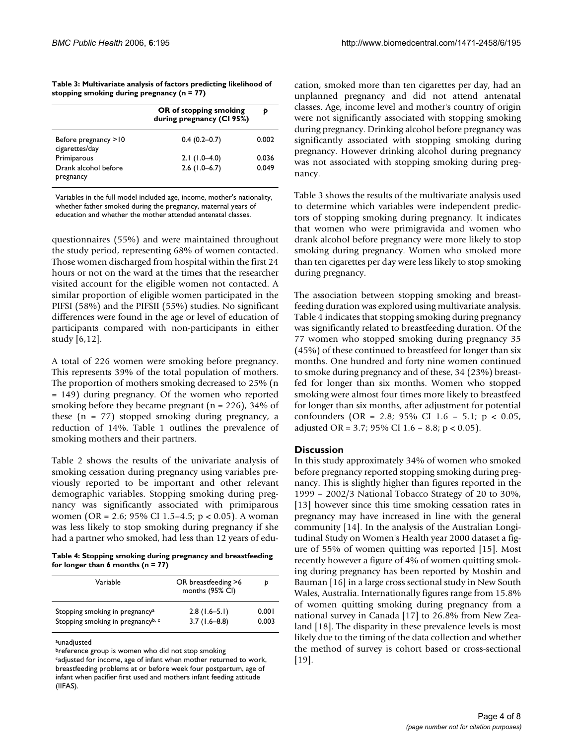**Table 3: Multivariate analysis of factors predicting likelihood of stopping smoking during pregnancy (n = 77)**

| | OR of stopping smoking during pregnancy (CI 95%) | p |
|---|---|---|
| Before pregnancy >10 cigarettes/day | 0.4 (0.2–0.7) | 0.002 |
| Primiparous | 2.1 (1.0–4.0) | 0.036 |
| Drank alcohol before pregnancy | 2.6 (1.0–6.7) | 0.049 |

Variables in the full model included age, income, mother's nationality, whether father smoked during the pregnancy, maternal years of education and whether the mother attended antenatal classes.

questionnaires (55%) and were maintained throughout the study period, representing 68% of women contacted. Those women discharged from hospital within the first 24 hours or not on the ward at the times that the researcher visited account for the eligible women not contacted. A similar proportion of eligible women participated in the PIFSI (58%) and the PIFSII (55%) studies. No significant differences were found in the age or level of education of participants compared with non-participants in either study [6,12].

A total of 226 women were smoking before pregnancy. This represents 39% of the total population of mothers. The proportion of mothers smoking decreased to 25% (n = 149) during pregnancy. Of the women who reported smoking before they became pregnant (n = 226), 34% of these (n = 77) stopped smoking during pregnancy, a reduction of 14%. Table 1 outlines the prevalence of smoking mothers and their partners.

Table 2 shows the results of the univariate analysis of smoking cessation during pregnancy using variables previously reported to be important and other relevant demographic variables. Stopping smoking during pregnancy was significantly associated with primiparous women (OR = 2.6; 95% CI 1.5–4.5; $p < 0.05$). A woman was less likely to stop smoking during pregnancy if she had a partner who smoked, had less than 12 years of education, smoked more than ten cigarettes per day, had an unplanned pregnancy and did not attend antenatal classes. Age, income level and mother's country of origin were not significantly associated with stopping smoking during pregnancy. Drinking alcohol before pregnancy was significantly associated with stopping smoking during pregnancy. However drinking alcohol during pregnancy was not associated with stopping smoking during pregnancy.

**Table 4: Stopping smoking during pregnancy and breastfeeding for longer than 6 months (n = 77)**

| Variable | OR breastfeeding >6 months (95% CI) | p |
|---|---|---|
| Stopping smoking in pregnancy[a] | 2.8 (1.6–5.1) | 0.001 |
| Stopping smoking in pregnancy[b, c] | 3.7 (1.6–8.8) | 0.003 |

[a]unadjusted
[b]reference group is women who did not stop smoking
[c]adjusted for income, age of infant when mother returned to work, breastfeeding problems at or before week four postpartum, age of infant when pacifier first used and mothers infant feeding attitude (IIFAS).

Table 3 shows the results of the multivariate analysis used to determine which variables were independent predictors of stopping smoking during pregnancy. It indicates that women who were primigravida and women who drank alcohol before pregnancy were more likely to stop smoking during pregnancy. Women who smoked more than ten cigarettes per day were less likely to stop smoking during pregnancy.

The association between stopping smoking and breastfeeding duration was explored using multivariate analysis. Table 4 indicates that stopping smoking during pregnancy was significantly related to breastfeeding duration. Of the 77 women who stopped smoking during pregnancy 35 (45%) of these continued to breastfeed for longer than six months. One hundred and forty nine women continued to smoke during pregnancy and of these, 34 (23%) breastfed for longer than six months. Women who stopped smoking were almost four times more likely to breastfeed for longer than six months, after adjustment for potential confounders (OR = 2.8; 95% CI 1.6 – 5.1; $p < 0.05$, adjusted OR = 3.7; 95% CI 1.6 – 8.8; $p < 0.05$).

## Discussion

In this study approximately 34% of women who smoked before pregnancy reported stopping smoking during pregnancy. This is slightly higher than figures reported in the 1999 – 2002/3 National Tobacco Strategy of 20 to 30%, [13] however since this time smoking cessation rates in pregnancy may have increased in line with the general community [14]. In the analysis of the Australian Longitudinal Study on Women's Health year 2000 dataset a figure of 55% of women quitting was reported [15]. Most recently however a figure of 4% of women quitting smoking during pregnancy has been reported by Moshin and Bauman [16] in a large cross sectional study in New South Wales, Australia. Internationally figures range from 15.8% of women quitting smoking during pregnancy from a national survey in Canada [17] to 26.8% from New Zealand [18]. The disparity in these prevalence levels is most likely due to the timing of the data collection and whether the method of survey is cohort based or cross-sectional [19].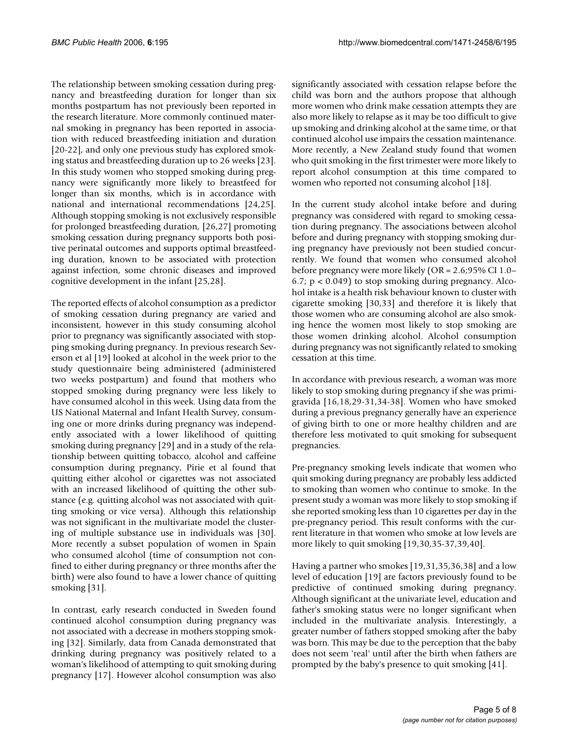The relationship between smoking cessation during pregnancy and breastfeeding duration for longer than six months postpartum has not previously been reported in the research literature. More commonly continued maternal smoking in pregnancy has been reported in association with reduced breastfeeding initiation and duration [20-22], and only one previous study has explored smoking status and breastfeeding duration up to 26 weeks [23]. In this study women who stopped smoking during pregnancy were significantly more likely to breastfeed for longer than six months, which is in accordance with national and international recommendations [24,25]. Although stopping smoking is not exclusively responsible for prolonged breastfeeding duration, [26,27] promoting smoking cessation during pregnancy supports both positive perinatal outcomes and supports optimal breastfeeding duration, known to be associated with protection against infection, some chronic diseases and improved cognitive development in the infant [25,28].

The reported effects of alcohol consumption as a predictor of smoking cessation during pregnancy are varied and inconsistent, however in this study consuming alcohol prior to pregnancy was significantly associated with stopping smoking during pregnancy. In previous research Severson et al [19] looked at alcohol in the week prior to the study questionnaire being administered (administered two weeks postpartum) and found that mothers who stopped smoking during pregnancy were less likely to have consumed alcohol in this week. Using data from the US National Maternal and Infant Health Survey, consuming one or more drinks during pregnancy was independently associated with a lower likelihood of quitting smoking during pregnancy [29] and in a study of the relationship between quitting tobacco, alcohol and caffeine consumption during pregnancy, Pirie et al found that quitting either alcohol or cigarettes was not associated with an increased likelihood of quitting the other substance (e.g. quitting alcohol was not associated with quitting smoking or vice versa). Although this relationship was not significant in the multivariate model the clustering of multiple substance use in individuals was [30]. More recently a subset population of women in Spain who consumed alcohol (time of consumption not confined to either during pregnancy or three months after the birth) were also found to have a lower chance of quitting smoking [31].

In contrast, early research conducted in Sweden found continued alcohol consumption during pregnancy was not associated with a decrease in mothers stopping smoking [32]. Similarly, data from Canada demonstrated that drinking during pregnancy was positively related to a woman's likelihood of attempting to quit smoking during pregnancy [17]. However alcohol consumption was also significantly associated with cessation relapse before the child was born and the authors propose that although more women who drink make cessation attempts they are also more likely to relapse as it may be too difficult to give up smoking and drinking alcohol at the same time, or that continued alcohol use impairs the cessation maintenance. More recently, a New Zealand study found that women who quit smoking in the first trimester were more likely to report alcohol consumption at this time compared to women who reported not consuming alcohol [18].

In the current study alcohol intake before and during pregnancy was considered with regard to smoking cessation during pregnancy. The associations between alcohol before and during pregnancy with stopping smoking during pregnancy have previously not been studied concurrently. We found that women who consumed alcohol before pregnancy were more likely (OR = 2.6;95% CI 1.0–6.7; $p < 0.049$) to stop smoking during pregnancy. Alcohol intake is a health risk behaviour known to cluster with cigarette smoking [30,33] and therefore it is likely that those women who are consuming alcohol are also smoking hence the women most likely to stop smoking are those women drinking alcohol. Alcohol consumption during pregnancy was not significantly related to smoking cessation at this time.

In accordance with previous research, a woman was more likely to stop smoking during pregnancy if she was primigravida [16,18,29-31,34-38]. Women who have smoked during a previous pregnancy generally have an experience of giving birth to one or more healthy children and are therefore less motivated to quit smoking for subsequent pregnancies.

Pre-pregnancy smoking levels indicate that women who quit smoking during pregnancy are probably less addicted to smoking than women who continue to smoke. In the present study a woman was more likely to stop smoking if she reported smoking less than 10 cigarettes per day in the pre-pregnancy period. This result conforms with the current literature in that women who smoke at low levels are more likely to quit smoking [19,30,35-37,39,40].

Having a partner who smokes [19,31,35,36,38] and a low level of education [19] are factors previously found to be predictive of continued smoking during pregnancy. Although significant at the univariate level, education and father's smoking status were no longer significant when included in the multivariate analysis. Interestingly, a greater number of fathers stopped smoking after the baby was born. This may be due to the perception that the baby does not seem 'real' until after the birth when fathers are prompted by the baby's presence to quit smoking [41].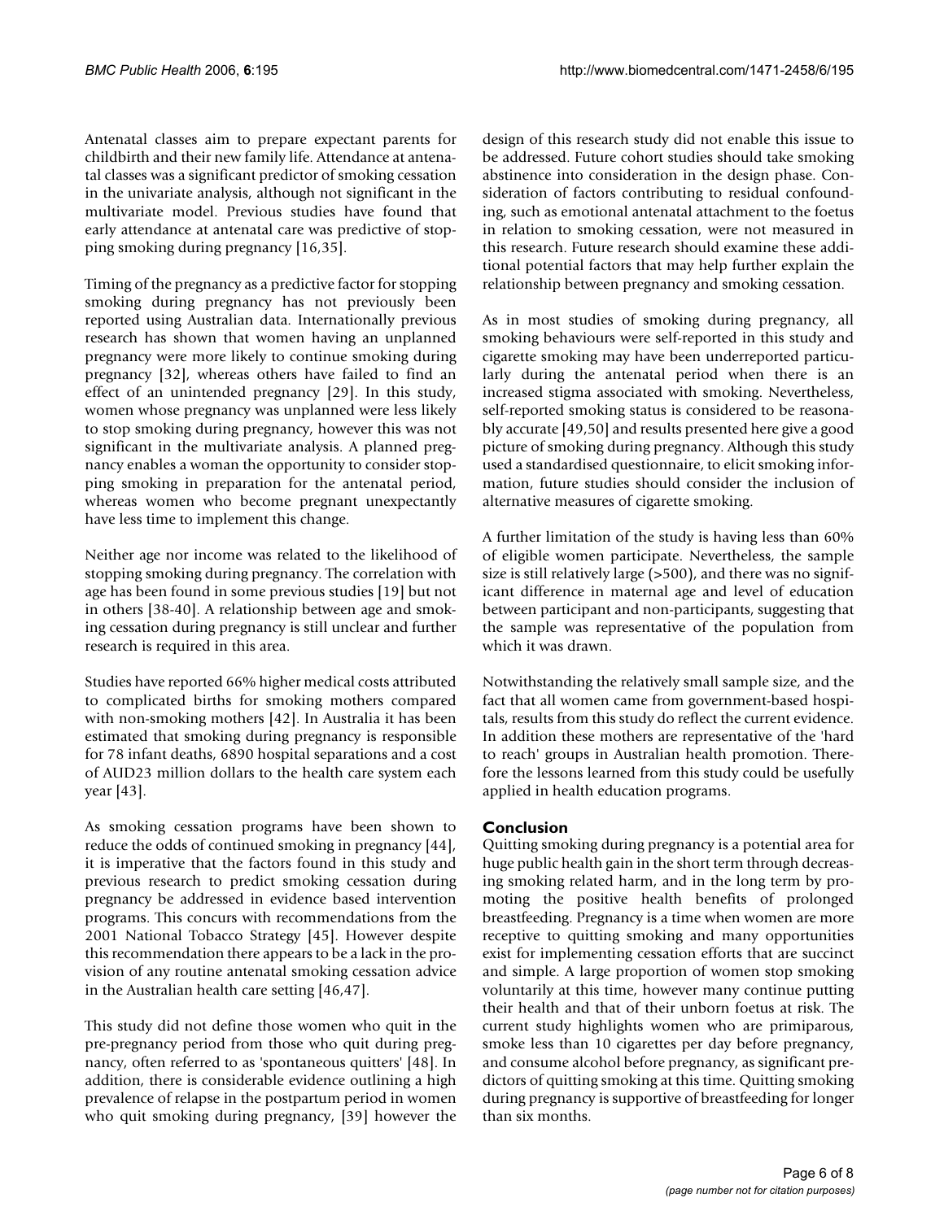Antenatal classes aim to prepare expectant parents for childbirth and their new family life. Attendance at antenatal classes was a significant predictor of smoking cessation in the univariate analysis, although not significant in the multivariate model. Previous studies have found that early attendance at antenatal care was predictive of stopping smoking during pregnancy [16,35].

Timing of the pregnancy as a predictive factor for stopping smoking during pregnancy has not previously been reported using Australian data. Internationally previous research has shown that women having an unplanned pregnancy were more likely to continue smoking during pregnancy [32], whereas others have failed to find an effect of an unintended pregnancy [29]. In this study, women whose pregnancy was unplanned were less likely to stop smoking during pregnancy, however this was not significant in the multivariate analysis. A planned pregnancy enables a woman the opportunity to consider stopping smoking in preparation for the antenatal period, whereas women who become pregnant unexpectantly have less time to implement this change.

Neither age nor income was related to the likelihood of stopping smoking during pregnancy. The correlation with age has been found in some previous studies [19] but not in others [38-40]. A relationship between age and smoking cessation during pregnancy is still unclear and further research is required in this area.

Studies have reported 66% higher medical costs attributed to complicated births for smoking mothers compared with non-smoking mothers [42]. In Australia it has been estimated that smoking during pregnancy is responsible for 78 infant deaths, 6890 hospital separations and a cost of AUD23 million dollars to the health care system each year [43].

As smoking cessation programs have been shown to reduce the odds of continued smoking in pregnancy [44], it is imperative that the factors found in this study and previous research to predict smoking cessation during pregnancy be addressed in evidence based intervention programs. This concurs with recommendations from the 2001 National Tobacco Strategy [45]. However despite this recommendation there appears to be a lack in the provision of any routine antenatal smoking cessation advice in the Australian health care setting [46,47].

This study did not define those women who quit in the pre-pregnancy period from those who quit during pregnancy, often referred to as 'spontaneous quitters' [48]. In addition, there is considerable evidence outlining a high prevalence of relapse in the postpartum period in women who quit smoking during pregnancy, [39] however the design of this research study did not enable this issue to be addressed. Future cohort studies should take smoking abstinence into consideration in the design phase. Consideration of factors contributing to residual confounding, such as emotional antenatal attachment to the foetus in relation to smoking cessation, were not measured in this research. Future research should examine these additional potential factors that may help further explain the relationship between pregnancy and smoking cessation.

As in most studies of smoking during pregnancy, all smoking behaviours were self-reported in this study and cigarette smoking may have been underreported particularly during the antenatal period when there is an increased stigma associated with smoking. Nevertheless, self-reported smoking status is considered to be reasonably accurate [49,50] and results presented here give a good picture of smoking during pregnancy. Although this study used a standardised questionnaire, to elicit smoking information, future studies should consider the inclusion of alternative measures of cigarette smoking.

A further limitation of the study is having less than 60% of eligible women participate. Nevertheless, the sample size is still relatively large (>500), and there was no significant difference in maternal age and level of education between participant and non-participants, suggesting that the sample was representative of the population from which it was drawn.

Notwithstanding the relatively small sample size, and the fact that all women came from government-based hospitals, results from this study do reflect the current evidence. In addition these mothers are representative of the 'hard to reach' groups in Australian health promotion. Therefore the lessons learned from this study could be usefully applied in health education programs.

## Conclusion

Quitting smoking during pregnancy is a potential area for huge public health gain in the short term through decreasing smoking related harm, and in the long term by promoting the positive health benefits of prolonged breastfeeding. Pregnancy is a time when women are more receptive to quitting smoking and many opportunities exist for implementing cessation efforts that are succinct and simple. A large proportion of women stop smoking voluntarily at this time, however many continue putting their health and that of their unborn foetus at risk. The current study highlights women who are primiparous, smoke less than 10 cigarettes per day before pregnancy, and consume alcohol before pregnancy, as significant predictors of quitting smoking at this time. Quitting smoking during pregnancy is supportive of breastfeeding for longer than six months.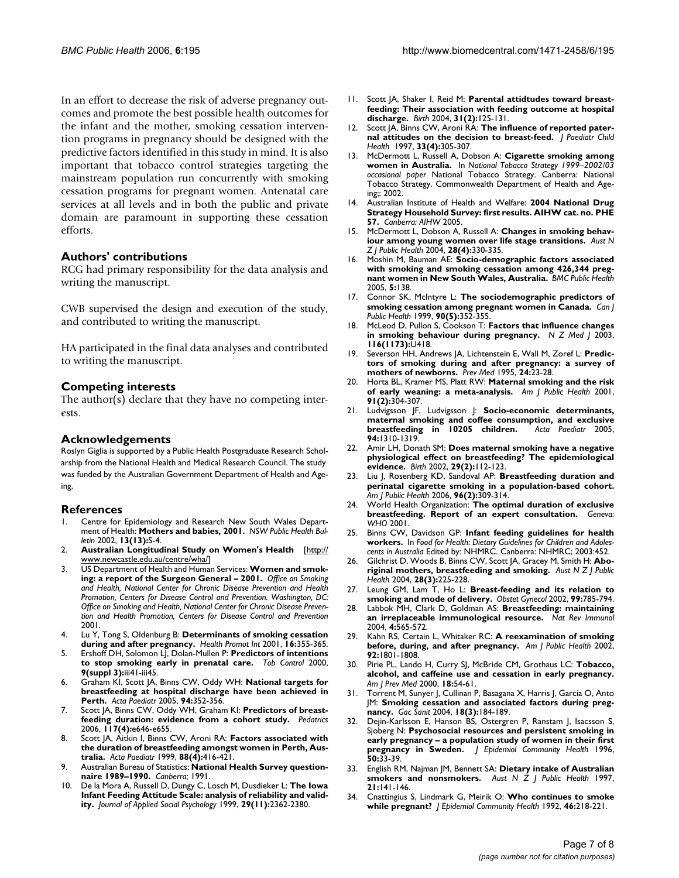In an effort to decrease the risk of adverse pregnancy outcomes and promote the best possible health outcomes for the infant and the mother, smoking cessation intervention programs in pregnancy should be designed with the predictive factors identified in this study in mind. It is also important that tobacco control strategies targeting the mainstream population run concurrently with smoking cessation programs for pregnant women. Antenatal care services at all levels and in both the public and private domain are paramount in supporting these cessation efforts.

## Authors' contributions

RCG had primary responsibility for the data analysis and writing the manuscript.

CWB supervised the design and execution of the study, and contributed to writing the manuscript.

HA participated in the final data analyses and contributed to writing the manuscript.

## Competing interests

The author(s) declare that they have no competing interests.

## Acknowledgements

Roslyn Giglia is supported by a Public Health Postgraduate Research Scholarship from the National Health and Medical Research Council. The study was funded by the Australian Government Department of Health and Ageing.

## References

1. Centre for Epidemiology and Research New South Wales Department of Health: **Mothers and babies, 2001.** *NSW Public Health Bulletin* 2002, **13(13):**S-4.
2. **Australian Longitudinal Study on Women's Health** [http://www.newcastle.edu.au/centre/wha/]
3. US Department of Health and Human Services: **Women and smoking: a report of the Surgeon General – 2001.** *Office on Smoking and Health, National Center for Chronic Disease Prevention and Health Promotion, Centers for Disease Control and Prevention. Washington, DC: Office on Smoking and Health, National Center for Chronic Disease Prevention and Health Promotion, Centers for Disease Control and Prevention* 2001.
4. Lu Y, Tong S, Oldenburg B: **Determinants of smoking cessation during and after pregnancy.** *Health Promot Int* 2001, **16:**355-365.
5. Ershoff DH, Solomon LJ, Dolan-Mullen P: **Predictors of intentions to stop smoking early in prenatal care.** *Tob Control* 2000, **9(suppl 3):**iii41-iii45.
6. Graham KI, Scott JA, Binns CW, Oddy WH: **National targets for breastfeeding at hospital discharge have been achieved in Perth.** *Acta Paediatr* 2005, **94:**352-356.
7. Scott JA, Binns CW, Oddy WH, Graham KI: **Predictors of breastfeeding duration: evidence from a cohort study.** *Pedatrics* 2006, **117(4):**e646-e655.
8. Scott JA, Aitkin I, Binns CW, Aroni RA: **Factors associated with the duration of breastfeeding amongst women in Perth, Australia.** *Acta Paediatr* 1999, **88(4):**416-421.
9. Australian Bureau of Statistics: **National Health Survey questionnaire 1989–1990.** *Canberra;* 1991.
10. De la Mora A, Russell D, Dungy C, Losch M, Dusdieker L: **The Iowa Infant Feeding Attitude Scale: analysis of reliability and validity.** *Journal of Applied Social Psychology* 1999, **29(11):**2362-2380.
11. Scott JA, Shaker I, Reid M: **Parental attidtudes toward breastfeeding: Their association with feeding outcome at hospital discharge.** *Birth* 2004, **31(2):**125-131.
12. Scott JA, Binns CW, Aroni RA: **The influence of reported paternal attitudes on the decision to breast-feed.** *J Paediatr Child Health* 1997, **33(4):**305-307.
13. McDermott L, Russell A, Dobson A: **Cigarette smoking among women in Australia.** In *National Tobacco Strategy 1999–2002/03 occasional paper* National Tobacco Strategy. Canberra: National Tobacco Strategy. Commonwealth Department of Health and Ageing;; 2002.
14. Australian Institute of Health and Welfare: **2004 National Drug Strategy Household Survey: first results. AIHW cat. no. PHE 57.** *Canberra: AIHW* 2005.
15. McDermott L, Dobson A, Russell A: **Changes in smoking behaviour among young women over life stage transitions.** *Aust N Z J Public Health* 2004, **28(4):**330-335.
16. Moshin M, Bauman AE: **Socio-demographic factors associated with smoking and smoking cessation among 426,344 pregnant women in New South Wales, Australia.** *BMC Public Health* 2005, **5:**138.
17. Connor SK, McIntyre L: **The sociodemographic predictors of smoking cessation among pregnant women in Canada.** *Can J Public Health* 1999, **90(5):**352-355.
18. McLeod D, Pullon S, Cookson T: **Factors that influence changes in smoking behaviour during pregnancy.** *N Z Med J* 2003, **116(1173):**U418.
19. Severson HH, Andrews JA, Lichtenstein E, Wall M, Zoref L: **Predictors of smoking during and after pregnancy: a survey of mothers of newborns.** *Prev Med* 1995, **24:**23-28.
20. Horta BL, Kramer MS, Platt RW: **Maternal smoking and the risk of early weaning: a meta-analysis.** *Am J Public Health* 2001, **91(2):**304-307.
21. Ludvigsson JF, Ludvigsson J: **Socio-economic determinants, maternal smoking and coffee consumption, and exclusive breastfeeding in 10205 children.** *Acta Paediatr* 2005, **94:**1310-1319.
22. Amir LH, Donath SM: **Does maternal smoking have a negative physiological effect on breastfeeding? The epidemiological evidence.** *Birth* 2002, **29(2):**112-123.
23. Liu J, Rosenberg KD, Sandoval AP: **Breastfeeding duration and perinatal cigarette smoking in a population-based cohort.** *Am J Public Health* 2006, **96(2):**309-314.
24. World Health Organization: **The optimal duration of exclusive breastfeeding. Report of an expert consultation.** *Geneva: WHO* 2001.
25. Binns CW, Davidson GP: **Infant feeding guidelines for health workers.** In *Food for Health: Dietary Guidelines for Children and Adolescents in Australia* Edited by: NHMRC. Canberra: NHMRC; 2003:452.
26. Gilchrist D, Woods B, Binns CW, Scott JA, Gracey M, Smith H: **Aboriginal mothers, breastfeeding and smoking.** *Aust N Z J Public Health* 2004, **28(3):**225-228.
27. Leung GM, Lam T, Ho L: **Breast-feeding and its relation to smoking and mode of delivery.** *Obstet Gynecol* 2002, **99:**785-794.
28. Labbok MH, Clark D, Goldman AS: **Breastfeeding: maintaining an irreplaceable immunological resource.** *Nat Rev Immunol* 2004, **4:**565-572.
29. Kahn RS, Certain L, Whitaker RC: **A reexamination of smoking before, during, and after pregnancy.** *Am J Public Health* 2002, **92:**1801-1808.
30. Pirie PL, Lando H, Curry SJ, McBride CM, Grothaus LC: **Tobacco, alcohol, and caffeine use and cessation in early pregnancy.** *Am J Prev Med* 2000, **18:**54-61.
31. Torrent M, Sunyer J, Cullinan P, Basagana X, Harris J, Garcia O, Anto JM: **Smoking cessation and associated factors during pregnancy.** *Gac Sanit* 2004, **18(3):**184-189.
32. Dejin-Karlsson E, Hanson BS, Ostergren P, Ranstam J, Isacsson S, Sjoberg N: **Psychosocial resources and persistent smoking in early pregnancy – a population study of women in their first pregnancy in Sweden.** *J Epidemiol Community Health* 1996, **50:**33-39.
33. English RM, Najman JM, Bennett SA: **Dietary intake of Australian smokers and nonsmokers.** *Aust N Z J Public Health* 1997, **21:**141-146.
34. Cnattingius S, Lindmark G, Meirik O: **Who continues to smoke while pregnant?** *J Epidemiol Community Health* 1992, **46:**218-221.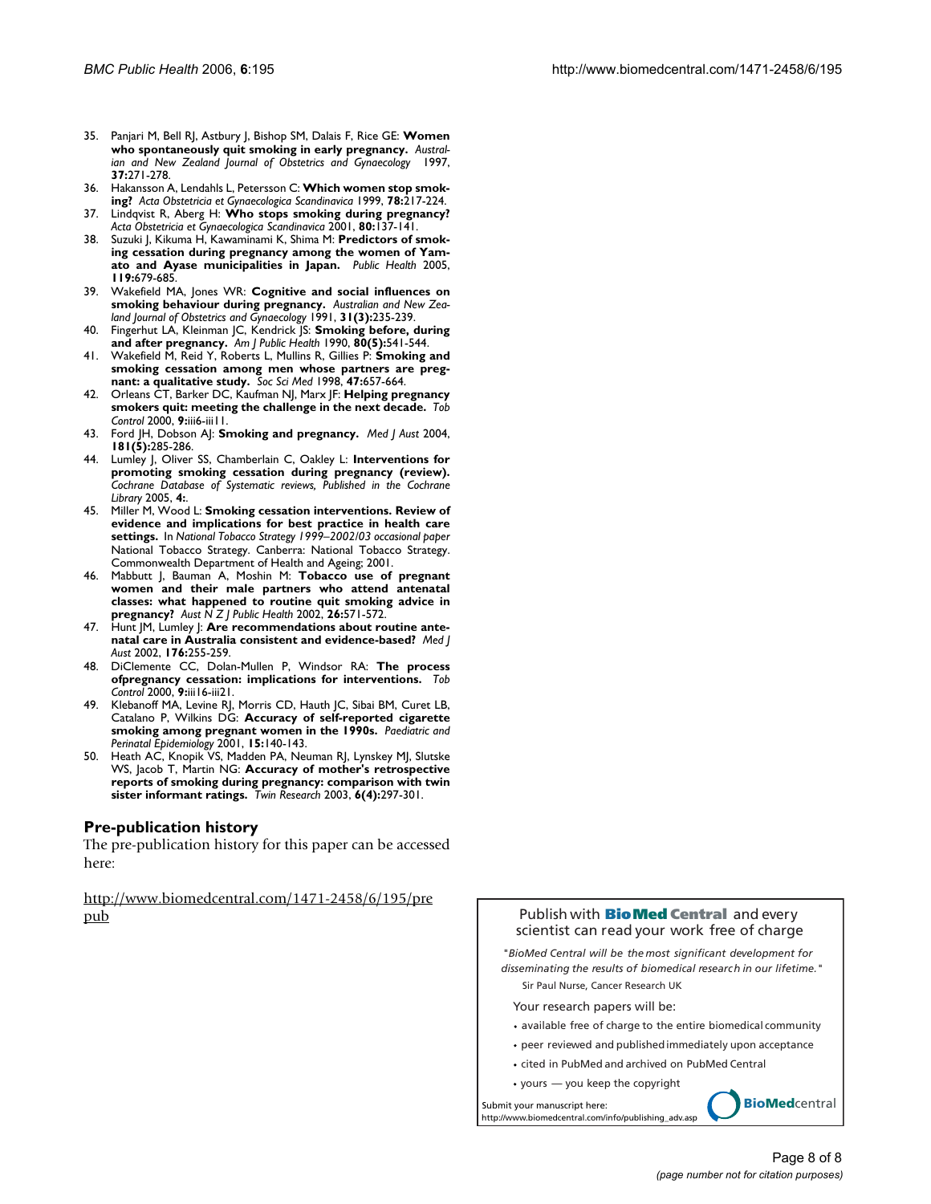35. Panjari M, Bell RJ, Astbury J, Bishop SM, Dalais F, Rice GE: **Women who spontaneously quit smoking in early pregnancy.** *Australian and New Zealand Journal of Obstetrics and Gynaecology* 1997, **37:**271-278.
36. Hakansson A, Lendahls L, Petersson C: **Which women stop smoking?** *Acta Obstetricia et Gynaecologica Scandinavica* 1999, **78:**217-224.
37. Lindqvist R, Aberg H: **Who stops smoking during pregnancy?** *Acta Obstetricia et Gynaecologica Scandinavica* 2001, **80:**137-141.
38. Suzuki J, Kikuma H, Kawaminami K, Shima M: **Predictors of smoking cessation during pregnancy among the women of Yamato and Ayase municipalities in Japan.** *Public Health* 2005, **119:**679-685.
39. Wakefield MA, Jones WR: **Cognitive and social influences on smoking behaviour during pregnancy.** *Australian and New Zealand Journal of Obstetrics and Gynaecology* 1991, **31(3):**235-239.
40. Fingerhut LA, Kleinman JC, Kendrick JS: **Smoking before, during and after pregnancy.** *Am J Public Health* 1990, **80(5):**541-544.
41. Wakefield M, Reid Y, Roberts L, Mullins R, Gillies P: **Smoking and smoking cessation among men whose partners are pregnant: a qualitative study.** *Soc Sci Med* 1998, **47:**657-664.
42. Orleans CT, Barker DC, Kaufman NJ, Marx JF: **Helping pregnancy smokers quit: meeting the challenge in the next decade.** *Tob Control* 2000, **9:**iii6-iii11.
43. Ford JH, Dobson AJ: **Smoking and pregnancy.** *Med J Aust* 2004, **181(5):**285-286.
44. Lumley J, Oliver SS, Chamberlain C, Oakley L: **Interventions for promoting smoking cessation during pregnancy (review).** *Cochrane Database of Systematic reviews, Published in the Cochrane Library* 2005, **4:**.
45. Miller M, Wood L: **Smoking cessation interventions. Review of evidence and implications for best practice in health care settings.** In *National Tobacco Strategy 1999–2002/03 occasional paper* National Tobacco Strategy. Canberra: National Tobacco Strategy. Commonwealth Department of Health and Ageing; 2001.
46. Mabbutt J, Bauman A, Moshin M: **Tobacco use of pregnant women and their male partners who attend antenatal classes: what happened to routine quit smoking advice in pregnancy?** *Aust N Z J Public Health* 2002, **26:**571-572.
47. Hunt JM, Lumley J: **Are recommendations about routine antenatal care in Australia consistent and evidence-based?** *Med J Aust* 2002, **176:**255-259.
48. DiClemente CC, Dolan-Mullen P, Windsor RA: **The process ofpregnancy cessation: implications for interventions.** *Tob Control* 2000, **9:**iii16-iii21.
49. Klebanoff MA, Levine RJ, Morris CD, Hauth JC, Sibai BM, Curet LB, Catalano P, Wilkins DG: **Accuracy of self-reported cigarette smoking among pregnant women in the 1990s.** *Paediatric and Perinatal Epidemiology* 2001, **15:**140-143.
50. Heath AC, Knopik VS, Madden PA, Neuman RJ, Lynskey MJ, Slutske WS, Jacob T, Martin NG: **Accuracy of mother's retrospective reports of smoking during pregnancy: comparison with twin sister informant ratings.** *Twin Research* 2003, **6(4):**297-301.

## Pre-publication history

The pre-publication history for this paper can be accessed here:

http://www.biomedcentral.com/1471-2458/6/195/prepub

Publish with **BioMed Central** and every scientist can read your work free of charge

*"BioMed Central will be the most significant development for disseminating the results of biomedical research in our lifetime."*

Sir Paul Nurse, Cancer Research UK

Your research papers will be:

- available free of charge to the entire biomedical community
- peer reviewed and published immediately upon acceptance
- cited in PubMed and archived on PubMed Central
- yours — you keep the copyright

Submit your manuscript here:
http://www.biomedcentral.com/info/publishing_adv.asp

BioMedcentral